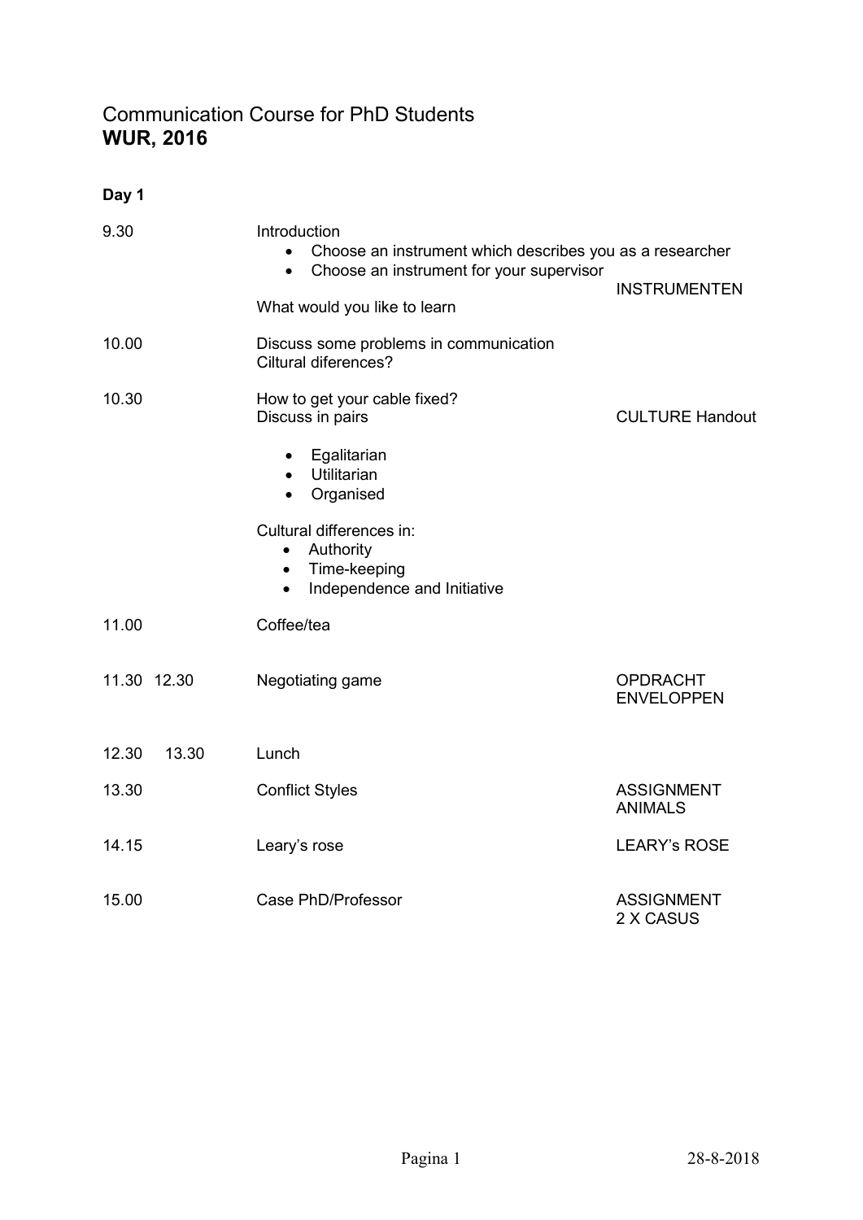# Communication Course for PhD Students
**WUR, 2016**

**Day 1**

| Time | Activity | Materials |
| --- | --- | --- |
| 9.30 | Introduction<br>• Choose an instrument which describes you as a researcher<br>• Choose an instrument for your supervisor<br><br>What would you like to learn | INSTRUMENTEN |
| 10.00 | Discuss some problems in communication<br>Ciltural diferences? | |
| 10.30 | How to get your cable fixed?<br>Discuss in pairs<br><br>• Egalitarian<br>• Utilitarian<br>• Organised<br><br>Cultural differences in:<br>• Authority<br>• Time-keeping<br>• Independence and Initiative | CULTURE Handout |
| 11.00 | Coffee/tea | |
| 11.30 12.30 | Negotiating game | OPDRACHT ENVELOPPEN |
| 12.30 13.30 | Lunch | |
| 13.30 | Conflict Styles | ASSIGNMENT ANIMALS |
| 14.15 | Leary's rose | LEARY's ROSE |
| 15.00 | Case PhD/Professor | ASSIGNMENT 2 X CASUS |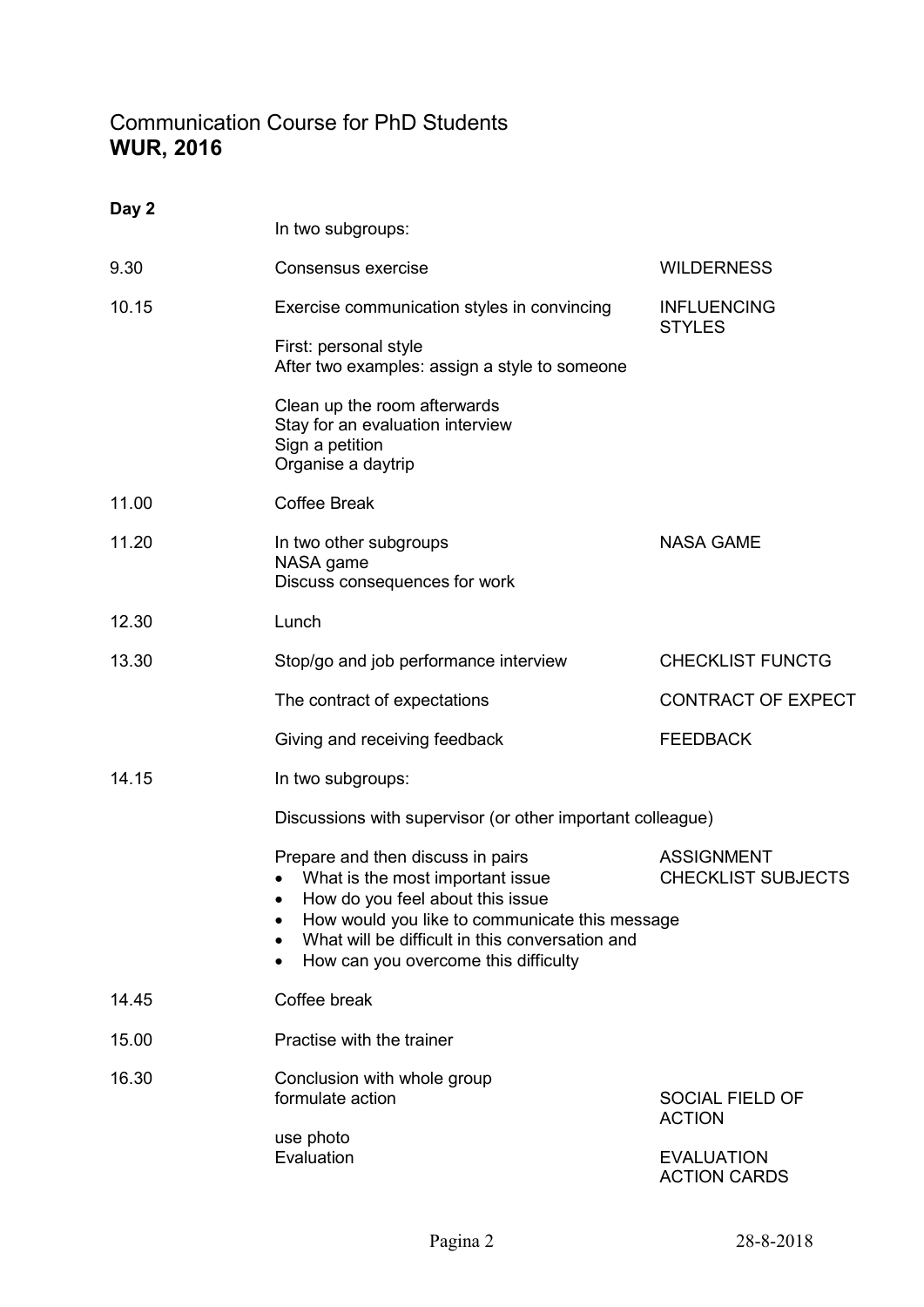# Communication Course for PhD Students
**WUR, 2016**

**Day 2**

| Time | Activity | Material |
|---|---|---|
| | In two subgroups: | |
| 9.30 | Consensus exercise | WILDERNESS |
| 10.15 | Exercise communication styles in convincing<br><br>First: personal style<br>After two examples: assign a style to someone<br><br>Clean up the room afterwards<br>Stay for an evaluation interview<br>Sign a petition<br>Organise a daytrip | INFLUENCING STYLES |
| 11.00 | Coffee Break | |
| 11.20 | In two other subgroups<br>NASA game<br>Discuss consequences for work | NASA GAME |
| 12.30 | Lunch | |
| 13.30 | Stop/go and job performance interview | CHECKLIST FUNCTG |
| | The contract of expectations | CONTRACT OF EXPECT |
| | Giving and receiving feedback | FEEDBACK |
| 14.15 | In two subgroups:<br><br>Discussions with supervisor (or other important colleague)<br><br>Prepare and then discuss in pairs<br>• What is the most important issue<br>• How do you feel about this issue<br>• How would you like to communicate this message<br>• What will be difficult in this conversation and<br>• How can you overcome this difficulty | ASSIGNMENT<br>CHECKLIST SUBJECTS |
| 14.45 | Coffee break | |
| 15.00 | Practise with the trainer | |
| 16.30 | Conclusion with whole group<br>formulate action<br><br>use photo<br>Evaluation | SOCIAL FIELD OF ACTION<br><br>EVALUATION<br>ACTION CARDS |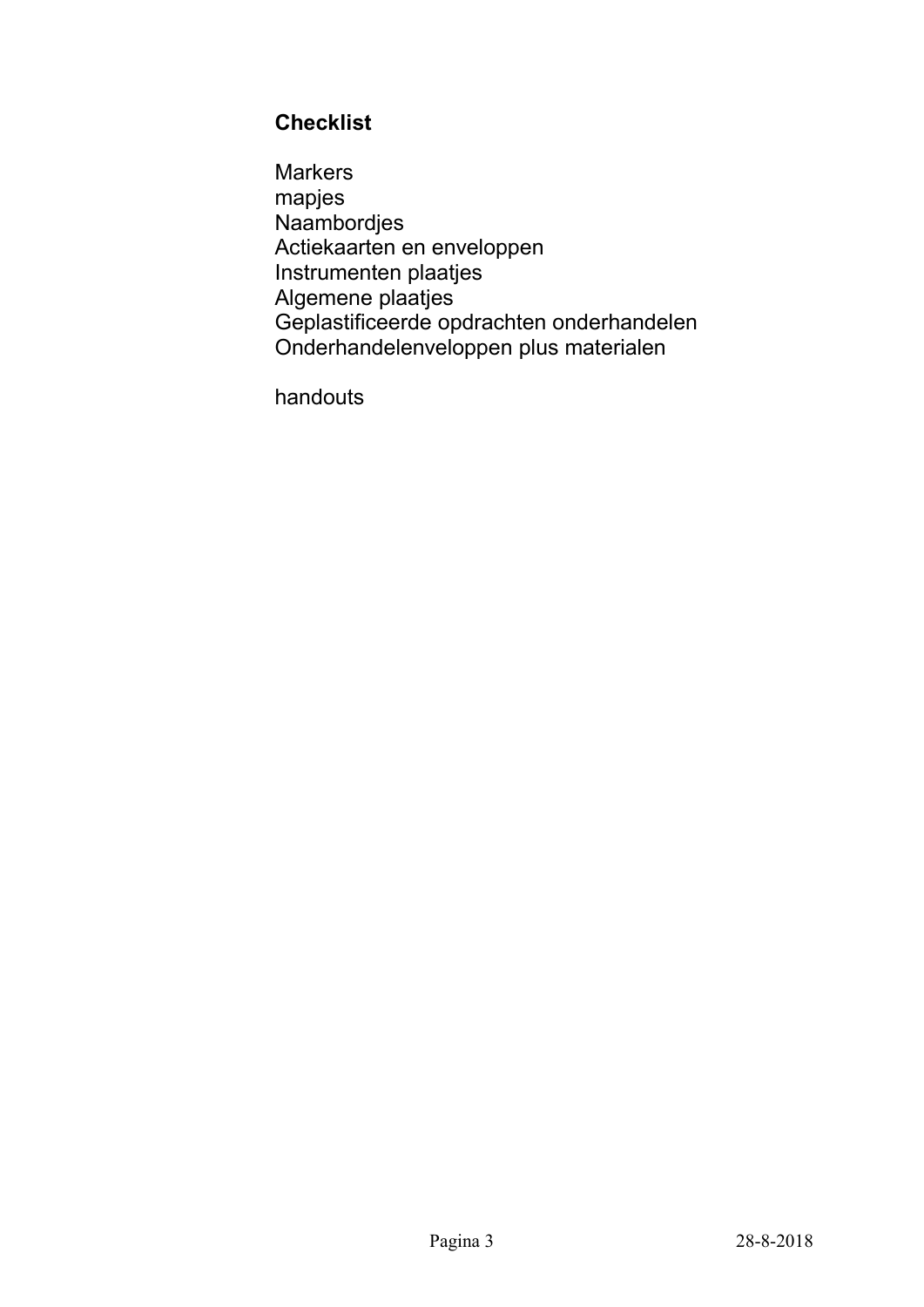## Checklist

Markers
mapjes
Naambordjes
Actiekaarten en enveloppen
Instrumenten plaatjes
Algemene plaatjes
Geplastificeerde opdrachten onderhandelen
Onderhandelenveloppen plus materialen

handouts